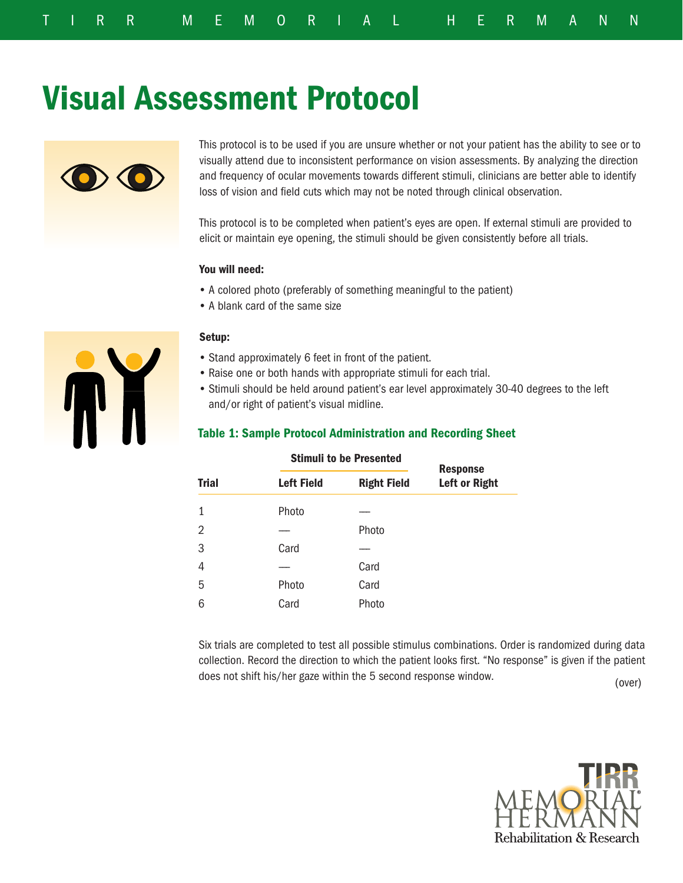# Visual Assessment Protocol

This protocol is to be used if you are unsure whether or not your patient has the ability to see or to visually attend due to inconsistent performance on vision assessments. By analyzing the direction and frequency of ocular movements towards different stimuli, clinicians are better able to identify loss of vision and field cuts which may not be noted through clinical observation.

This protocol is to be completed when patient's eyes are open. If external stimuli are provided to elicit or maintain eye opening, the stimuli should be given consistently before all trials.

**You will need:**

- A colored photo (preferably of something meaningful to the patient)
- A blank card of the same size

**Setup:**

- Stand approximately 6 feet in front of the patient.
- Raise one or both hands with appropriate stimuli for each trial.
- Stimuli should be held around patient's ear level approximately 30-40 degrees to the left and/or right of patient's visual midline.

### Table 1: Sample Protocol Administration and Recording Sheet

| | Stimuli to be Presented | | |
|---|---|---|---|
| **Trial** | **Left Field** | **Right Field** | **Response Left or Right** |
| 1 | Photo | — | |
| 2 | — | Photo | |
| 3 | Card | — | |
| 4 | — | Card | |
| 5 | Photo | Card | |
| 6 | Card | Photo | |

Six trials are completed to test all possible stimulus combinations. Order is randomized during data collection. Record the direction to which the patient looks first. "No response" is given if the patient does not shift his/her gaze within the 5 second response window.

(over)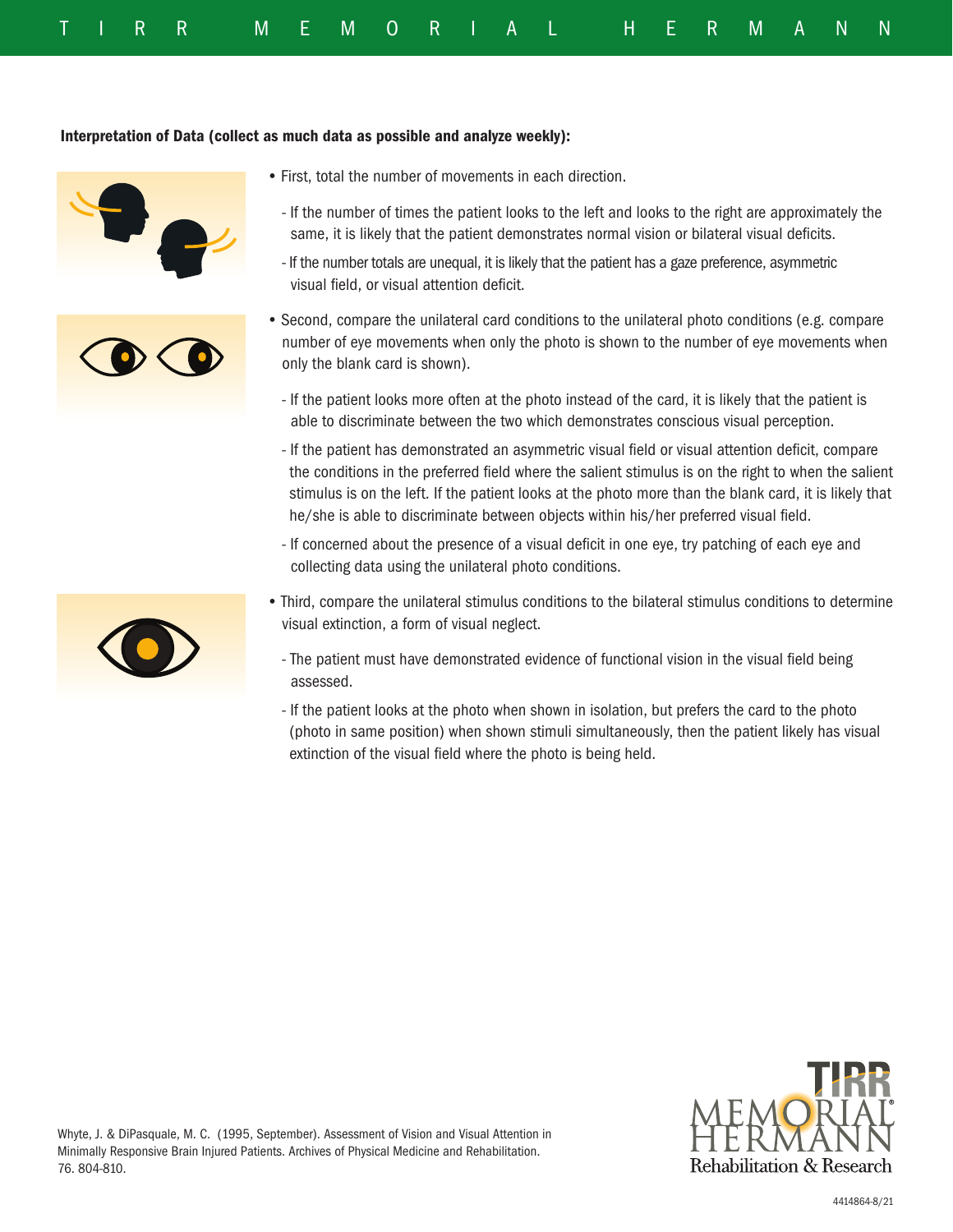**Interpretation of Data (collect as much data as possible and analyze weekly):**

- First, total the number of movements in each direction.
  - If the number of times the patient looks to the left and looks to the right are approximately the same, it is likely that the patient demonstrates normal vision or bilateral visual deficits.
  - If the number totals are unequal, it is likely that the patient has a gaze preference, asymmetric visual field, or visual attention deficit.
- Second, compare the unilateral card conditions to the unilateral photo conditions (e.g. compare number of eye movements when only the photo is shown to the number of eye movements when only the blank card is shown).
  - If the patient looks more often at the photo instead of the card, it is likely that the patient is able to discriminate between the two which demonstrates conscious visual perception.
  - If the patient has demonstrated an asymmetric visual field or visual attention deficit, compare the conditions in the preferred field where the salient stimulus is on the right to when the salient stimulus is on the left. If the patient looks at the photo more than the blank card, it is likely that he/she is able to discriminate between objects within his/her preferred visual field.
  - If concerned about the presence of a visual deficit in one eye, try patching of each eye and collecting data using the unilateral photo conditions.
- Third, compare the unilateral stimulus conditions to the bilateral stimulus conditions to determine visual extinction, a form of visual neglect.
  - The patient must have demonstrated evidence of functional vision in the visual field being assessed.
  - If the patient looks at the photo when shown in isolation, but prefers the card to the photo (photo in same position) when shown stimuli simultaneously, then the patient likely has visual extinction of the visual field where the photo is being held.

Whyte, J. & DiPasquale, M. C. (1995, September). Assessment of Vision and Visual Attention in Minimally Responsive Brain Injured Patients. Archives of Physical Medicine and Rehabilitation. 76. 804-810.

TIRR Memorial Hermann Rehabilitation & Research

4414864-8/21